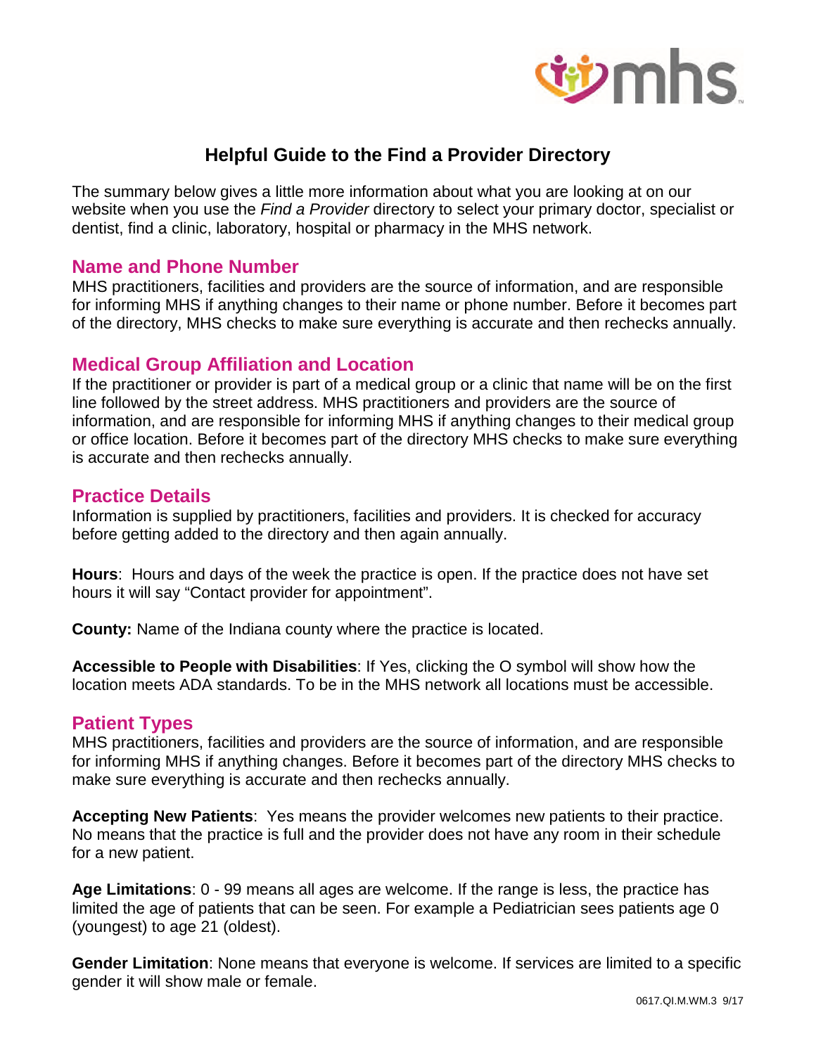# Helpful Guide to the Find a Provider Directory

The summary below gives a little more information about what you are looking at on our website when you use the *Find a Provider* directory to select your primary doctor, specialist or dentist, find a clinic, laboratory, hospital or pharmacy in the MHS network.

## Name and Phone Number

MHS practitioners, facilities and providers are the source of information, and are responsible for informing MHS if anything changes to their name or phone number. Before it becomes part of the directory, MHS checks to make sure everything is accurate and then rechecks annually.

## Medical Group Affiliation and Location

If the practitioner or provider is part of a medical group or a clinic that name will be on the first line followed by the street address. MHS practitioners and providers are the source of information, and are responsible for informing MHS if anything changes to their medical group or office location. Before it becomes part of the directory MHS checks to make sure everything is accurate and then rechecks annually.

## Practice Details

Information is supplied by practitioners, facilities and providers. It is checked for accuracy before getting added to the directory and then again annually.

**Hours**: Hours and days of the week the practice is open. If the practice does not have set hours it will say "Contact provider for appointment".

**County:** Name of the Indiana county where the practice is located.

**Accessible to People with Disabilities**: If Yes, clicking the O symbol will show how the location meets ADA standards. To be in the MHS network all locations must be accessible.

## Patient Types

MHS practitioners, facilities and providers are the source of information, and are responsible for informing MHS if anything changes. Before it becomes part of the directory MHS checks to make sure everything is accurate and then rechecks annually.

**Accepting New Patients**: Yes means the provider welcomes new patients to their practice. No means that the practice is full and the provider does not have any room in their schedule for a new patient.

**Age Limitations**: 0 - 99 means all ages are welcome. If the range is less, the practice has limited the age of patients that can be seen. For example a Pediatrician sees patients age 0 (youngest) to age 21 (oldest).

**Gender Limitation**: None means that everyone is welcome. If services are limited to a specific gender it will show male or female.

0617.QI.M.WM.3 9/17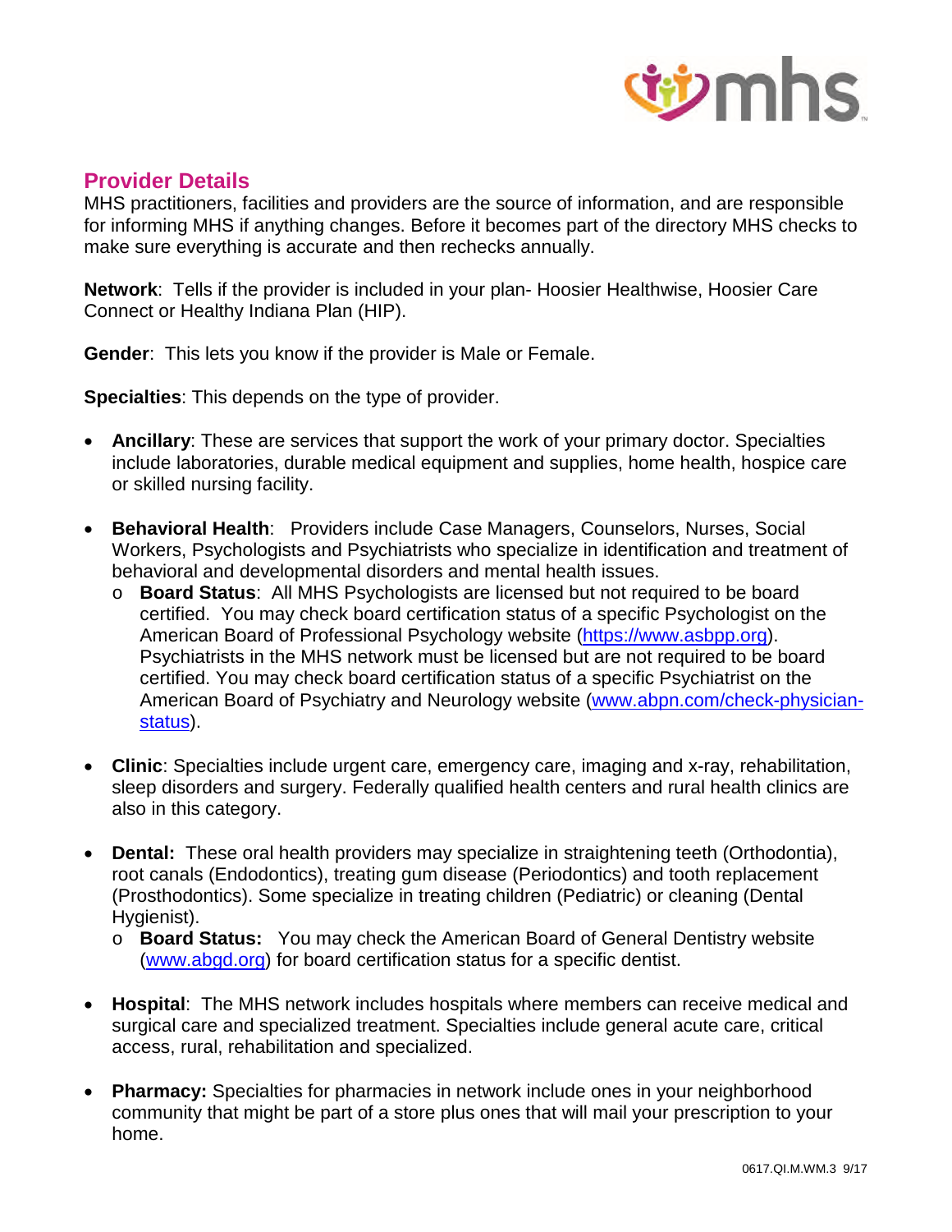## Provider Details

MHS practitioners, facilities and providers are the source of information, and are responsible for informing MHS if anything changes. Before it becomes part of the directory MHS checks to make sure everything is accurate and then rechecks annually.

**Network**: Tells if the provider is included in your plan- Hoosier Healthwise, Hoosier Care Connect or Healthy Indiana Plan (HIP).

**Gender**: This lets you know if the provider is Male or Female.

**Specialties**: This depends on the type of provider.

- **Ancillary**: These are services that support the work of your primary doctor. Specialties include laboratories, durable medical equipment and supplies, home health, hospice care or skilled nursing facility.
- **Behavioral Health**: Providers include Case Managers, Counselors, Nurses, Social Workers, Psychologists and Psychiatrists who specialize in identification and treatment of behavioral and developmental disorders and mental health issues.
  - **Board Status**: All MHS Psychologists are licensed but not required to be board certified. You may check board certification status of a specific Psychologist on the American Board of Professional Psychology website (https://www.asbpp.org). Psychiatrists in the MHS network must be licensed but are not required to be board certified. You may check board certification status of a specific Psychiatrist on the American Board of Psychiatry and Neurology website (www.abpn.com/check-physician-status).
- **Clinic**: Specialties include urgent care, emergency care, imaging and x-ray, rehabilitation, sleep disorders and surgery. Federally qualified health centers and rural health clinics are also in this category.
- **Dental:** These oral health providers may specialize in straightening teeth (Orthodontia), root canals (Endodontics), treating gum disease (Periodontics) and tooth replacement (Prosthodontics). Some specialize in treating children (Pediatric) or cleaning (Dental Hygienist).
  - **Board Status:** You may check the American Board of General Dentistry website (www.abgd.org) for board certification status for a specific dentist.
- **Hospital**: The MHS network includes hospitals where members can receive medical and surgical care and specialized treatment. Specialties include general acute care, critical access, rural, rehabilitation and specialized.
- **Pharmacy:** Specialties for pharmacies in network include ones in your neighborhood community that might be part of a store plus ones that will mail your prescription to your home.

0617.QI.M.WM.3 9/17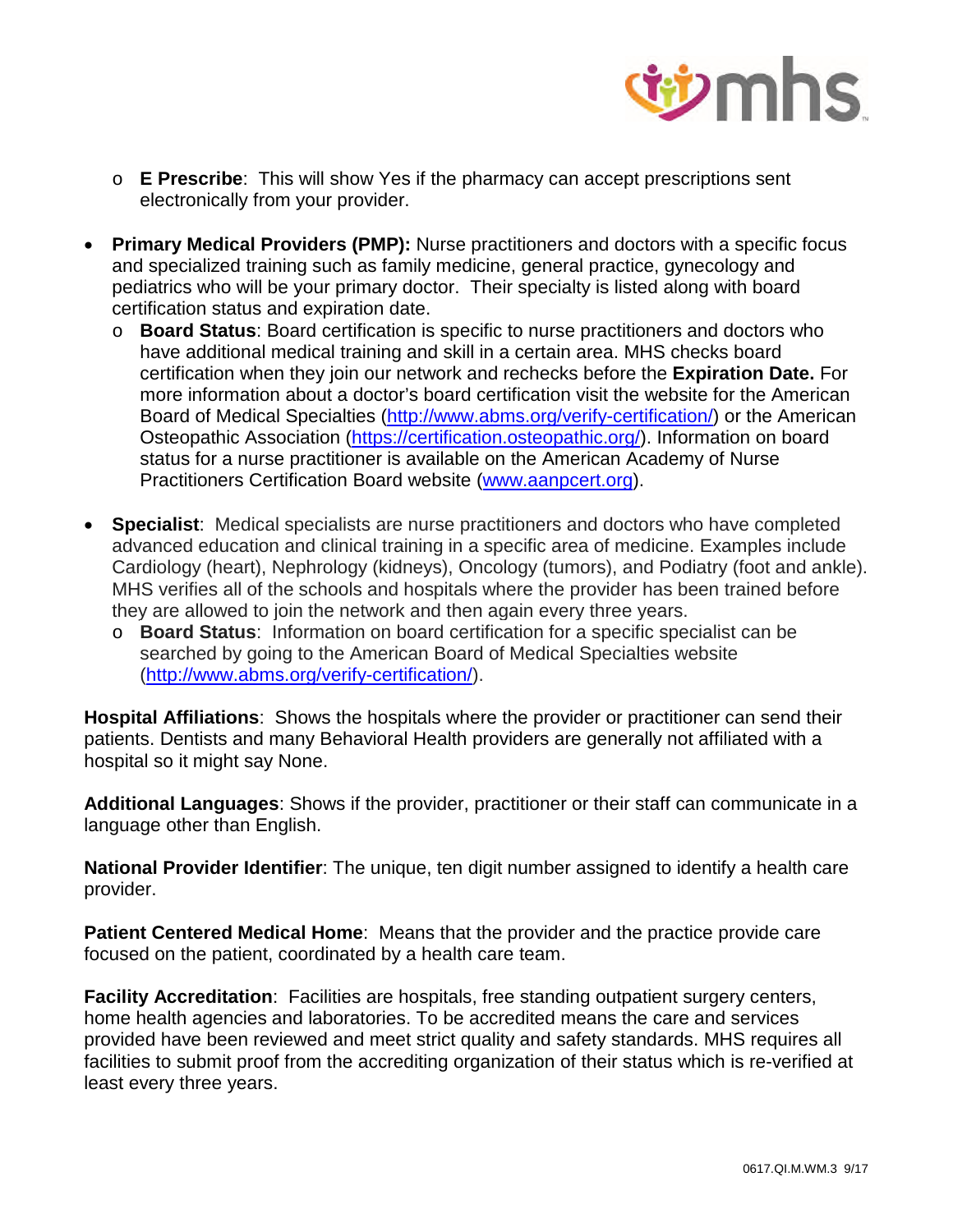- E Prescribe: This will show Yes if the pharmacy can accept prescriptions sent electronically from your provider.

- **Primary Medical Providers (PMP):** Nurse practitioners and doctors with a specific focus and specialized training such as family medicine, general practice, gynecology and pediatrics who will be your primary doctor. Their specialty is listed along with board certification status and expiration date.
  - **Board Status**: Board certification is specific to nurse practitioners and doctors who have additional medical training and skill in a certain area. MHS checks board certification when they join our network and rechecks before the **Expiration Date.** For more information about a doctor's board certification visit the website for the American Board of Medical Specialties (http://www.abms.org/verify-certification/) or the American Osteopathic Association (https://certification.osteopathic.org/). Information on board status for a nurse practitioner is available on the American Academy of Nurse Practitioners Certification Board website (www.aanpcert.org).

- **Specialist**: Medical specialists are nurse practitioners and doctors who have completed advanced education and clinical training in a specific area of medicine. Examples include Cardiology (heart), Nephrology (kidneys), Oncology (tumors), and Podiatry (foot and ankle). MHS verifies all of the schools and hospitals where the provider has been trained before they are allowed to join the network and then again every three years.
  - **Board Status**: Information on board certification for a specific specialist can be searched by going to the American Board of Medical Specialties website (http://www.abms.org/verify-certification/).

**Hospital Affiliations**: Shows the hospitals where the provider or practitioner can send their patients. Dentists and many Behavioral Health providers are generally not affiliated with a hospital so it might say None.

**Additional Languages**: Shows if the provider, practitioner or their staff can communicate in a language other than English.

**National Provider Identifier**: The unique, ten digit number assigned to identify a health care provider.

**Patient Centered Medical Home**: Means that the provider and the practice provide care focused on the patient, coordinated by a health care team.

**Facility Accreditation**: Facilities are hospitals, free standing outpatient surgery centers, home health agencies and laboratories. To be accredited means the care and services provided have been reviewed and meet strict quality and safety standards. MHS requires all facilities to submit proof from the accrediting organization of their status which is re-verified at least every three years.

0617.QI.M.WM.3 9/17